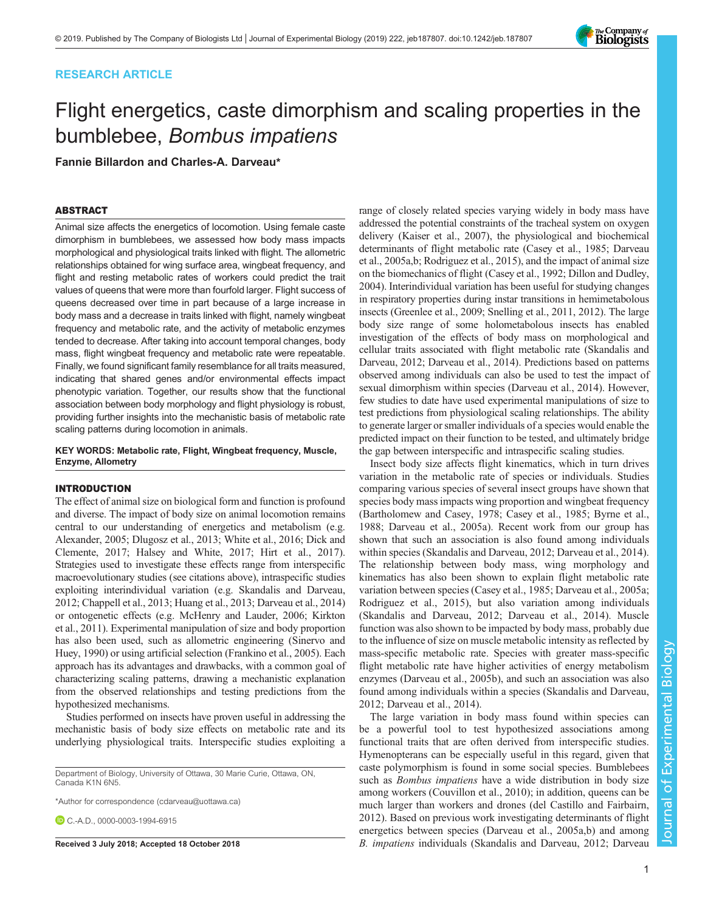RESEARCH ARTICLE

# Flight energetics, caste dimorphism and scaling properties in the bumblebee, *Bombus impatiens*

**Fannie Billardon and Charles-A. Darveau***

## ABSTRACT

Animal size affects the energetics of locomotion. Using female caste dimorphism in bumblebees, we assessed how body mass impacts morphological and physiological traits linked with flight. The allometric relationships obtained for wing surface area, wingbeat frequency, and flight and resting metabolic rates of workers could predict the trait values of queens that were more than fourfold larger. Flight success of queens decreased over time in part because of a large increase in body mass and a decrease in traits linked with flight, namely wingbeat frequency and metabolic rate, and the activity of metabolic enzymes tended to decrease. After taking into account temporal changes, body mass, flight wingbeat frequency and metabolic rate were repeatable. Finally, we found significant family resemblance for all traits measured, indicating that shared genes and/or environmental effects impact phenotypic variation. Together, our results show that the functional association between body morphology and flight physiology is robust, providing further insights into the mechanistic basis of metabolic rate scaling patterns during locomotion in animals.

**KEY WORDS: Metabolic rate, Flight, Wingbeat frequency, Muscle, Enzyme, Allometry**

## INTRODUCTION

The effect of animal size on biological form and function is profound and diverse. The impact of body size on animal locomotion remains central to our understanding of energetics and metabolism (e.g. Alexander, 2005; Dlugosz et al., 2013; White et al., 2016; Dick and Clemente, 2017; Halsey and White, 2017; Hirt et al., 2017). Strategies used to investigate these effects range from interspecific macroevolutionary studies (see citations above), intraspecific studies exploiting interindividual variation (e.g. Skandalis and Darveau, 2012; Chappell et al., 2013; Huang et al., 2013; Darveau et al., 2014) or ontogenetic effects (e.g. McHenry and Lauder, 2006; Kirkton et al., 2011). Experimental manipulation of size and body proportion has also been used, such as allometric engineering (Sinervo and Huey, 1990) or using artificial selection (Frankino et al., 2005). Each approach has its advantages and drawbacks, with a common goal of characterizing scaling patterns, drawing a mechanistic explanation from the observed relationships and testing predictions from the hypothesized mechanisms.

Studies performed on insects have proven useful in addressing the mechanistic basis of body size effects on metabolic rate and its underlying physiological traits. Interspecific studies exploiting a range of closely related species varying widely in body mass have addressed the potential constraints of the tracheal system on oxygen delivery (Kaiser et al., 2007), the physiological and biochemical determinants of flight metabolic rate (Casey et al., 1985; Darveau et al., 2005a,b; Rodriguez et al., 2015), and the impact of animal size on the biomechanics of flight (Casey et al., 1992; Dillon and Dudley, 2004). Interindividual variation has been useful for studying changes in respiratory properties during instar transitions in hemimetabolous insects (Greenlee et al., 2009; Snelling et al., 2011, 2012). The large body size range of some holometabolous insects has enabled investigation of the effects of body mass on morphological and cellular traits associated with flight metabolic rate (Skandalis and Darveau, 2012; Darveau et al., 2014). Predictions based on patterns observed among individuals can also be used to test the impact of sexual dimorphism within species (Darveau et al., 2014). However, few studies to date have used experimental manipulations of size to test predictions from physiological scaling relationships. The ability to generate larger or smaller individuals of a species would enable the predicted impact on their function to be tested, and ultimately bridge the gap between interspecific and intraspecific scaling studies.

Insect body size affects flight kinematics, which in turn drives variation in the metabolic rate of species or individuals. Studies comparing various species of several insect groups have shown that species body mass impacts wing proportion and wingbeat frequency (Bartholomew and Casey, 1978; Casey et al., 1985; Byrne et al., 1988; Darveau et al., 2005a). Recent work from our group has shown that such an association is also found among individuals within species (Skandalis and Darveau, 2012; Darveau et al., 2014). The relationship between body mass, wing morphology and kinematics has also been shown to explain flight metabolic rate variation between species (Casey et al., 1985; Darveau et al., 2005a; Rodriguez et al., 2015), but also variation among individuals (Skandalis and Darveau, 2012; Darveau et al., 2014). Muscle function was also shown to be impacted by body mass, probably due to the influence of size on muscle metabolic intensity as reflected by mass-specific metabolic rate. Species with greater mass-specific flight metabolic rate have higher activities of energy metabolism enzymes (Darveau et al., 2005b), and such an association was also found among individuals within a species (Skandalis and Darveau, 2012; Darveau et al., 2014).

The large variation in body mass found within species can be a powerful tool to test hypothesized associations among functional traits that are often derived from interspecific studies. Hymenopterans can be especially useful in this regard, given that caste polymorphism is found in some social species. Bumblebees such as *Bombus impatiens* have a wide distribution in body size among workers (Couvillon et al., 2010); in addition, queens can be much larger than workers and drones (del Castillo and Fairbairn, 2012). Based on previous work investigating determinants of flight energetics between species (Darveau et al., 2005a,b) and among *B. impatiens* individuals (Skandalis and Darveau, 2012; Darveau

Department of Biology, University of Ottawa, 30 Marie Curie, Ottawa, ON, Canada K1N 6N5.

*Author for correspondence (cdarveau@uottawa.ca)

C.-A.D., 0000-0003-1994-6915

**Received 3 July 2018; Accepted 18 October 2018**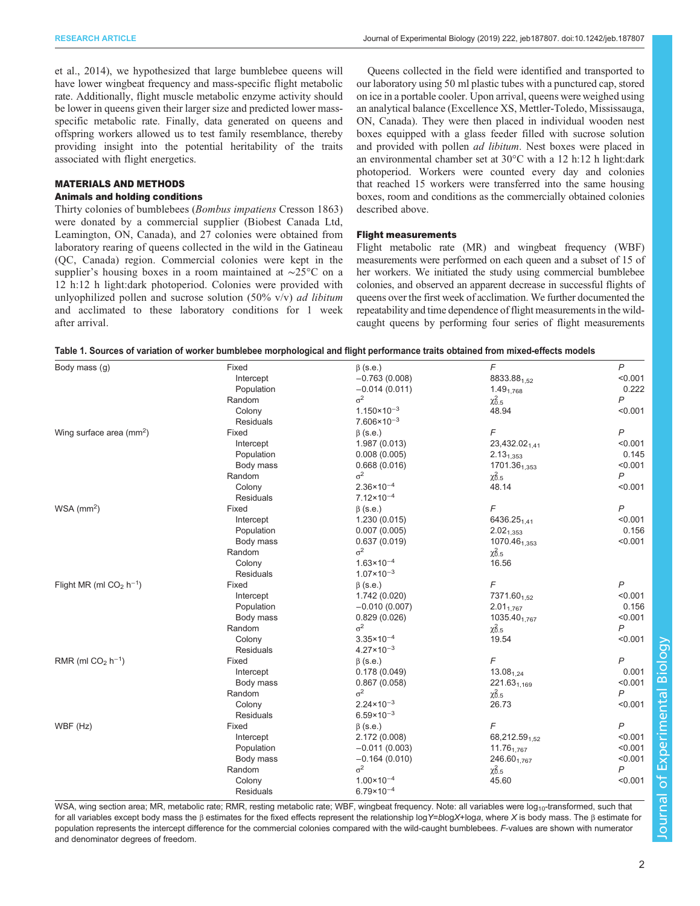et al., 2014), we hypothesized that large bumblebee queens will have lower wingbeat frequency and mass-specific flight metabolic rate. Additionally, flight muscle metabolic enzyme activity should be lower in queens given their larger size and predicted lower mass-specific metabolic rate. Finally, data generated on queens and offspring workers allowed us to test family resemblance, thereby providing insight into the potential heritability of the traits associated with flight energetics.

## MATERIALS AND METHODS

### Animals and holding conditions

Thirty colonies of bumblebees (*Bombus impatiens* Cresson 1863) were donated by a commercial supplier (Biobest Canada Ltd, Leamington, ON, Canada), and 27 colonies were obtained from laboratory rearing of queens collected in the wild in the Gatineau (QC, Canada) region. Commercial colonies were kept in the supplier's housing boxes in a room maintained at ∼25°C on a 12 h:12 h light:dark photoperiod. Colonies were provided with unlyophilized pollen and sucrose solution (50% v/v) *ad libitum* and acclimated to these laboratory conditions for 1 week after arrival.

Queens collected in the field were identified and transported to our laboratory using 50 ml plastic tubes with a punctured cap, stored on ice in a portable cooler. Upon arrival, queens were weighed using an analytical balance (Excellence XS, Mettler-Toledo, Mississauga, ON, Canada). They were then placed in individual wooden nest boxes equipped with a glass feeder filled with sucrose solution and provided with pollen *ad libitum*. Nest boxes were placed in an environmental chamber set at 30°C with a 12 h:12 h light:dark photoperiod. Workers were counted every day and colonies that reached 15 workers were transferred into the same housing boxes, room and conditions as the commercially obtained colonies described above.

### Flight measurements

Flight metabolic rate (MR) and wingbeat frequency (WBF) measurements were performed on each queen and a subset of 15 of her workers. We initiated the study using commercial bumblebee colonies, and observed an apparent decrease in successful flights of queens over the first week of acclimation. We further documented the repeatability and time dependence of flight measurements in the wild-caught queens by performing four series of flight measurements

**Table 1. Sources of variation of worker bumblebee morphological and flight performance traits obtained from mixed-effects models**

| Trait | Effect | Term | Estimate | Statistic | *P* |
|---|---|---|---|---|---|
| Body mass (g) | Fixed | | β (s.e.) | *F* | *P* |
| | | Intercept | −0.763 (0.008) | $8833.88_{1,52}$ | <0.001 |
| | | Population | −0.014 (0.011) | $1.49_{1,768}$ | 0.222 |
| | Random | | $\sigma^2$ | $\chi^2_{0.5}$ | *P* |
| | | Colony | $1.150\times10^{-3}$ | 48.94 | <0.001 |
| | | Residuals | $7.606\times10^{-3}$ | | |
| Wing surface area (mm$^2$) | Fixed | | β (s.e.) | *F* | *P* |
| | | Intercept | 1.987 (0.013) | $23{,}432.02_{1,41}$ | <0.001 |
| | | Population | 0.008 (0.005) | $2.13_{1,353}$ | 0.145 |
| | | Body mass | 0.668 (0.016) | $1701.36_{1,353}$ | <0.001 |
| | Random | | $\sigma^2$ | $\chi^2_{0.5}$ | *P* |
| | | Colony | $2.36\times10^{-4}$ | 48.14 | <0.001 |
| | | Residuals | $7.12\times10^{-4}$ | | |
| WSA (mm$^2$) | Fixed | | β (s.e.) | *F* | *P* |
| | | Intercept | 1.230 (0.015) | $6436.25_{1,41}$ | <0.001 |
| | | Population | 0.007 (0.005) | $2.02_{1,353}$ | 0.156 |
| | | Body mass | 0.637 (0.019) | $1070.46_{1,353}$ | <0.001 |
| | Random | | $\sigma^2$ | $\chi^2_{0.5}$ | |
| | | Colony | $1.63\times10^{-4}$ | 16.56 | |
| | | Residuals | $1.07\times10^{-3}$ | | |
| Flight MR (ml $CO_2$ h$^{-1}$) | Fixed | | β (s.e.) | *F* | *P* |
| | | Intercept | 1.742 (0.020) | $7371.60_{1,52}$ | <0.001 |
| | | Population | −0.010 (0.007) | $2.01_{1,767}$ | 0.156 |
| | | Body mass | 0.829 (0.026) | $1035.40_{1,767}$ | <0.001 |
| | Random | | $\sigma^2$ | $\chi^2_{0.5}$ | *P* |
| | | Colony | $3.35\times10^{-4}$ | 19.54 | <0.001 |
| | | Residuals | $4.27\times10^{-3}$ | | |
| RMR (ml $CO_2$ h$^{-1}$) | Fixed | | β (s.e.) | *F* | *P* |
| | | Intercept | 0.178 (0.049) | $13.08_{1,24}$ | 0.001 |
| | | Body mass | 0.867 (0.058) | $221.63_{1,169}$ | <0.001 |
| | Random | | $\sigma^2$ | $\chi^2_{0.5}$ | *P* |
| | | Colony | $2.24\times10^{-3}$ | 26.73 | <0.001 |
| | | Residuals | $6.59\times10^{-3}$ | | |
| WBF (Hz) | Fixed | | β (s.e.) | *F* | *P* |
| | | Intercept | 2.172 (0.008) | $68{,}212.59_{1,52}$ | <0.001 |
| | | Population | −0.011 (0.003) | $11.76_{1,767}$ | <0.001 |
| | | Body mass | −0.164 (0.010) | $246.60_{1,767}$ | <0.001 |
| | Random | | $\sigma^2$ | $\chi^2_{0.5}$ | *P* |
| | | Colony | $1.00\times10^{-4}$ | 45.60 | <0.001 |
| | | Residuals | $6.79\times10^{-4}$ | | |

WSA, wing section area; MR, metabolic rate; RMR, resting metabolic rate; WBF, wingbeat frequency. Note: all variables were $\log_{10}$-transformed, such that for all variables except body mass the β estimates for the fixed effects represent the relationship $\log Y = b\log X + \log a$, where $X$ is body mass. The β estimate for population represents the intercept difference for the commercial colonies compared with the wild-caught bumblebees. *F*-values are shown with numerator and denominator degrees of freedom.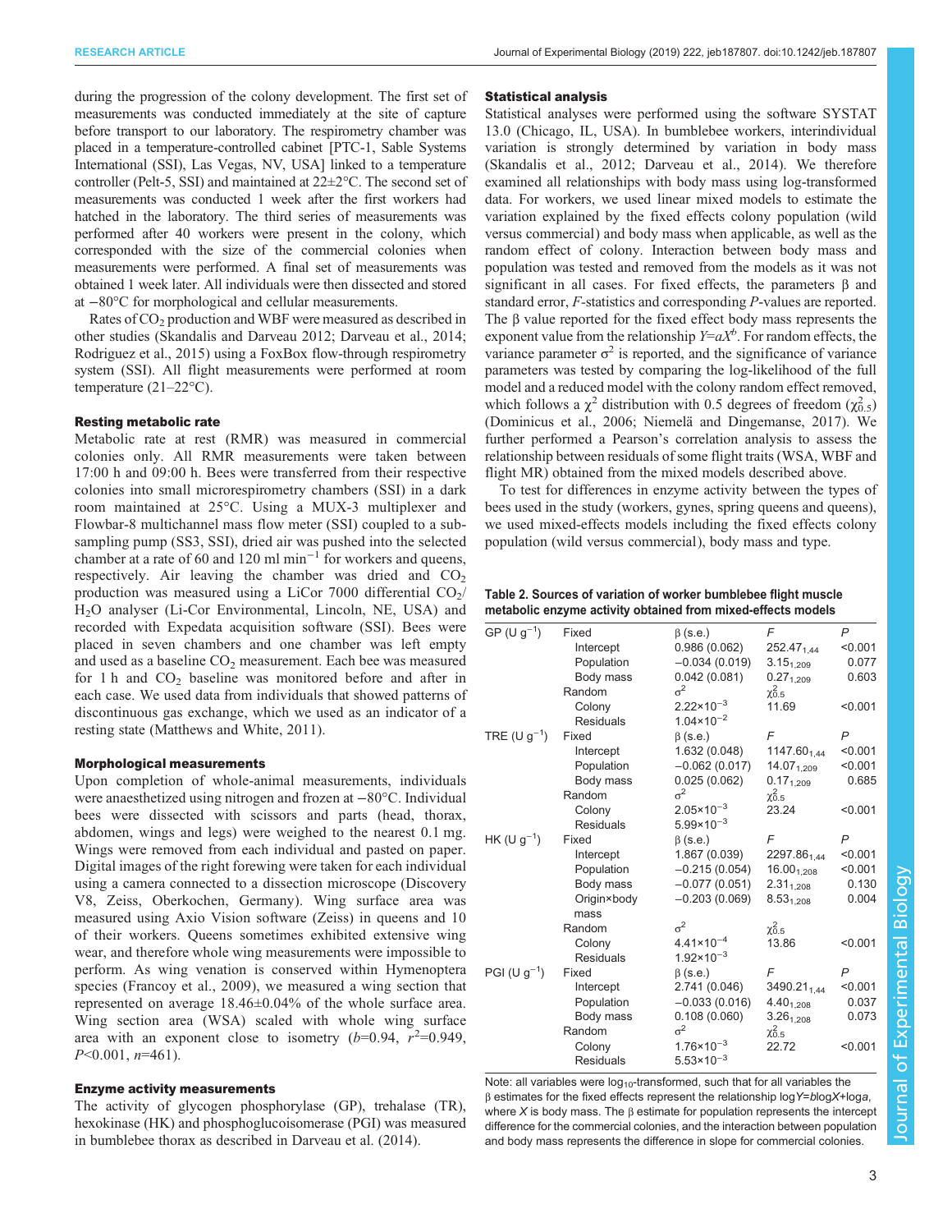during the progression of the colony development. The first set of measurements was conducted immediately at the site of capture before transport to our laboratory. The respirometry chamber was placed in a temperature-controlled cabinet [PTC-1, Sable Systems International (SSI), Las Vegas, NV, USA] linked to a temperature controller (Pelt-5, SSI) and maintained at 22±2°C. The second set of measurements was conducted 1 week after the first workers had hatched in the laboratory. The third series of measurements was performed after 40 workers were present in the colony, which corresponded with the size of the commercial colonies when measurements were performed. A final set of measurements was obtained 1 week later. All individuals were then dissected and stored at −80°C for morphological and cellular measurements.

Rates of $CO_2$ production and WBF were measured as described in other studies (Skandalis and Darveau 2012; Darveau et al., 2014; Rodriguez et al., 2015) using a FoxBox flow-through respirometry system (SSI). All flight measurements were performed at room temperature (21–22°C).

### Resting metabolic rate

Metabolic rate at rest (RMR) was measured in commercial colonies only. All RMR measurements were taken between 17:00 h and 09:00 h. Bees were transferred from their respective colonies into small microrespirometry chambers (SSI) in a dark room maintained at 25°C. Using a MUX-3 multiplexer and Flowbar-8 multichannel mass flow meter (SSI) coupled to a sub-sampling pump (SS3, SSI), dried air was pushed into the selected chamber at a rate of 60 and 120 ml min$^{-1}$ for workers and queens, respectively. Air leaving the chamber was dried and $CO_2$ production was measured using a LiCor 7000 differential $CO_2$/$H_2O$ analyser (Li-Cor Environmental, Lincoln, NE, USA) and recorded with Expedata acquisition software (SSI). Bees were placed in seven chambers and one chamber was left empty and used as a baseline $CO_2$ measurement. Each bee was measured for 1 h and $CO_2$ baseline was monitored before and after in each case. We used data from individuals that showed patterns of discontinuous gas exchange, which we used as an indicator of a resting state (Matthews and White, 2011).

### Morphological measurements

Upon completion of whole-animal measurements, individuals were anaesthetized using nitrogen and frozen at −80°C. Individual bees were dissected with scissors and parts (head, thorax, abdomen, wings and legs) were weighed to the nearest 0.1 mg. Wings were removed from each individual and pasted on paper. Digital images of the right forewing were taken for each individual using a camera connected to a dissection microscope (Discovery V8, Zeiss, Oberkochen, Germany). Wing surface area was measured using Axio Vision software (Zeiss) in queens and 10 of their workers. Queens sometimes exhibited extensive wing wear, and therefore whole wing measurements were impossible to perform. As wing venation is conserved within Hymenoptera species (Francoy et al., 2009), we measured a wing section that represented on average 18.46±0.04% of the whole surface area. Wing section area (WSA) scaled with whole wing surface area with an exponent close to isometry ($b$=0.94, $r^2$=0.949, $P$<0.001, $n$=461).

### Enzyme activity measurements

The activity of glycogen phosphorylase (GP), trehalase (TR), hexokinase (HK) and phosphoglucoisomerase (PGI) was measured in bumblebee thorax as described in Darveau et al. (2014).

### Statistical analysis

Statistical analyses were performed using the software SYSTAT 13.0 (Chicago, IL, USA). In bumblebee workers, interindividual variation is strongly determined by variation in body mass (Skandalis et al., 2012; Darveau et al., 2014). We therefore examined all relationships with body mass using log-transformed data. For workers, we used linear mixed models to estimate the variation explained by the fixed effects colony population (wild versus commercial) and body mass when applicable, as well as the random effect of colony. Interaction between body mass and population was tested and removed from the models as it was not significant in all cases. For fixed effects, the parameters β and standard error, $F$-statistics and corresponding $P$-values are reported. The β value reported for the fixed effect body mass represents the exponent value from the relationship $Y$=$aX^b$. For random effects, the variance parameter $\sigma^2$ is reported, and the significance of variance parameters was tested by comparing the log-likelihood of the full model and a reduced model with the colony random effect removed, which follows a $\chi^2$ distribution with 0.5 degrees of freedom ($\chi^2_{0.5}$) (Dominicus et al., 2006; Niemelä and Dingemanse, 2017). We further performed a Pearson's correlation analysis to assess the relationship between residuals of some flight traits (WSA, WBF and flight MR) obtained from the mixed models described above.

To test for differences in enzyme activity between the types of bees used in the study (workers, gynes, spring queens and queens), we used mixed-effects models including the fixed effects colony population (wild versus commercial), body mass and type.

**Table 2. Sources of variation of worker bumblebee flight muscle metabolic enzyme activity obtained from mixed-effects models**

| | | | | | |
|---|---|---|---|---|---|
| GP (U g$^{-1}$) | Fixed | | β (s.e.) | $F$ | $P$ |
| | | Intercept | 0.986 (0.062) | $252.47_{1,44}$ | <0.001 |
| | | Population | −0.034 (0.019) | $3.15_{1,209}$ | 0.077 |
| | | Body mass | 0.042 (0.081) | $0.27_{1,209}$ | 0.603 |
| | Random | | $\sigma^2$ | $\chi^2_{0.5}$ | |
| | | Colony | $2.22\times10^{-3}$ | 11.69 | <0.001 |
| | | Residuals | $1.04\times10^{-2}$ | | |
| TRE (U g$^{-1}$) | Fixed | | β (s.e.) | $F$ | $P$ |
| | | Intercept | 1.632 (0.048) | $1147.60_{1,44}$ | <0.001 |
| | | Population | −0.062 (0.017) | $14.07_{1,209}$ | <0.001 |
| | | Body mass | 0.025 (0.062) | $0.17_{1,209}$ | 0.685 |
| | Random | | $\sigma^2$ | $\chi^2_{0.5}$ | |
| | | Colony | $2.05\times10^{-3}$ | 23.24 | <0.001 |
| | | Residuals | $5.99\times10^{-3}$ | | |
| HK (U g$^{-1}$) | Fixed | | β (s.e.) | $F$ | $P$ |
| | | Intercept | 1.867 (0.039) | $2297.86_{1,44}$ | <0.001 |
| | | Population | −0.215 (0.054) | $16.00_{1,208}$ | <0.001 |
| | | Body mass | −0.077 (0.051) | $2.31_{1,208}$ | 0.130 |
| | | Origin×body mass | −0.203 (0.069) | $8.53_{1,208}$ | 0.004 |
| | Random | | $\sigma^2$ | $\chi^2_{0.5}$ | |
| | | Colony | $4.41\times10^{-4}$ | 13.86 | <0.001 |
| | | Residuals | $1.92\times10^{-3}$ | | |
| PGI (U g$^{-1}$) | Fixed | | β (s.e.) | $F$ | $P$ |
| | | Intercept | 2.741 (0.046) | $3490.21_{1,44}$ | <0.001 |
| | | Population | −0.033 (0.016) | $4.40_{1,208}$ | 0.037 |
| | | Body mass | 0.108 (0.060) | $3.26_{1,208}$ | 0.073 |
| | Random | | $\sigma^2$ | $\chi^2_{0.5}$ | |
| | | Colony | $1.76\times10^{-3}$ | 22.72 | <0.001 |
| | | Residuals | $5.53\times10^{-3}$ | | |

Note: all variables were $\log_{10}$-transformed, such that for all variables the β estimates for the fixed effects represent the relationship $\log Y = b\log X + \log a$, where $X$ is body mass. The β estimate for population represents the intercept difference for the commercial colonies, and the interaction between population and body mass represents the difference in slope for commercial colonies.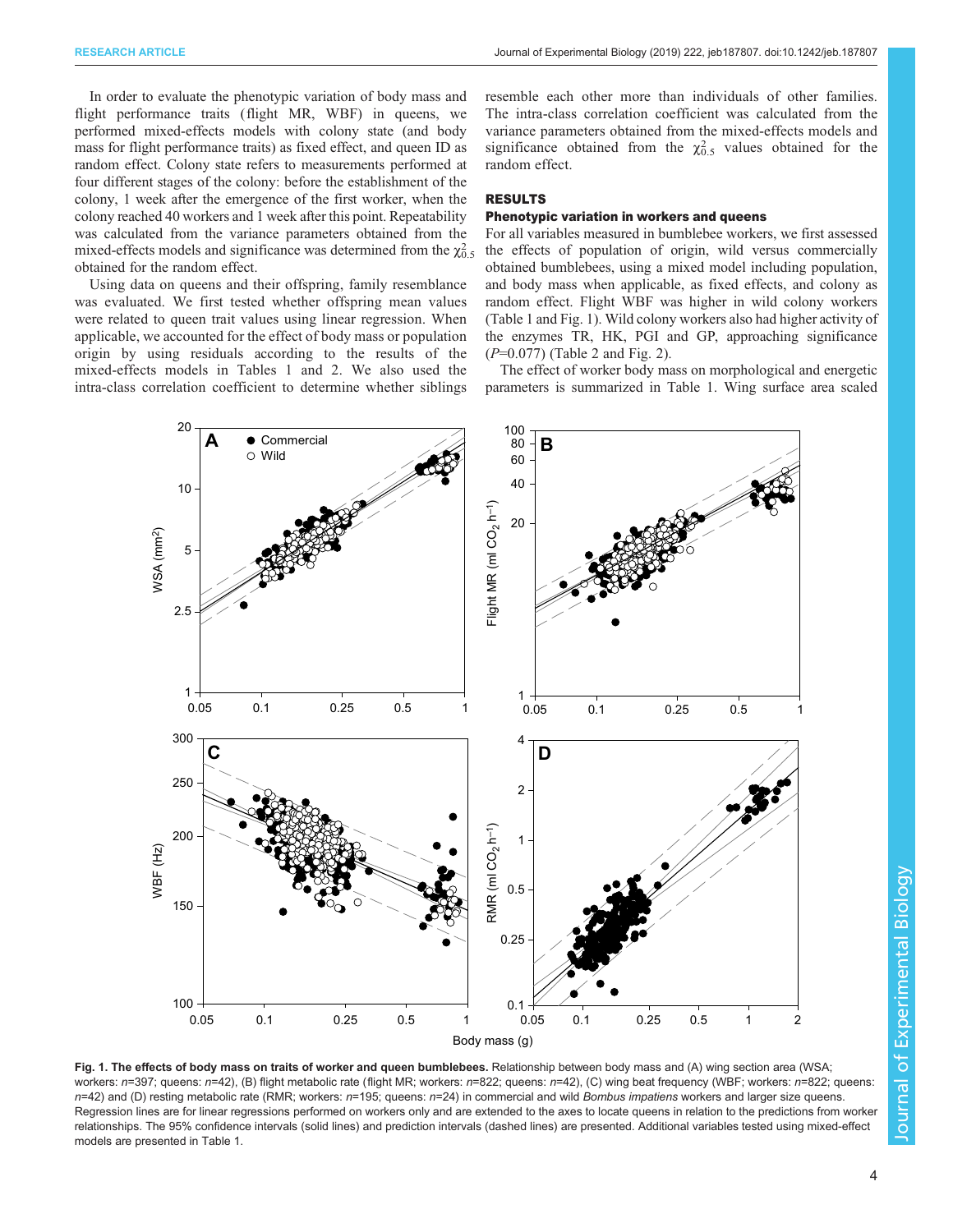In order to evaluate the phenotypic variation of body mass and flight performance traits (flight MR, WBF) in queens, we performed mixed-effects models with colony state (and body mass for flight performance traits) as fixed effect, and queen ID as random effect. Colony state refers to measurements performed at four different stages of the colony: before the establishment of the colony, 1 week after the emergence of the first worker, when the colony reached 40 workers and 1 week after this point. Repeatability was calculated from the variance parameters obtained from the mixed-effects models and significance was determined from the $\chi^2_{0.5}$ obtained for the random effect.

Using data on queens and their offspring, family resemblance was evaluated. We first tested whether offspring mean values were related to queen trait values using linear regression. When applicable, we accounted for the effect of body mass or population origin by using residuals according to the results of the mixed-effects models in Tables 1 and 2. We also used the intra-class correlation coefficient to determine whether siblings resemble each other more than individuals of other families. The intra-class correlation coefficient was calculated from the variance parameters obtained from the mixed-effects models and significance obtained from the $\chi^2_{0.5}$ values obtained for the random effect.

## RESULTS

### Phenotypic variation in workers and queens

For all variables measured in bumblebee workers, we first assessed the effects of population of origin, wild versus commercially obtained bumblebees, using a mixed model including population, and body mass when applicable, as fixed effects, and colony as random effect. Flight WBF was higher in wild colony workers (Table 1 and Fig. 1). Wild colony workers also had higher activity of the enzymes TR, HK, PGI and GP, approaching significance (*P*=0.077) (Table 2 and Fig. 2).

The effect of worker body mass on morphological and energetic parameters is summarized in Table 1. Wing surface area scaled

**Fig. 1. The effects of body mass on traits of worker and queen bumblebees.** Relationship between body mass and (A) wing section area (WSA; workers: *n*=397; queens: *n*=42), (B) flight metabolic rate (flight MR; workers: *n*=822; queens: *n*=42), (C) wing beat frequency (WBF; workers: *n*=822; queens: *n*=42) and (D) resting metabolic rate (RMR; workers: *n*=195; queens: *n*=24) in commercial and wild *Bombus impatiens* workers and larger size queens. Regression lines are for linear regressions performed on workers only and are extended to the axes to locate queens in relation to the predictions from worker relationships. The 95% confidence intervals (solid lines) and prediction intervals (dashed lines) are presented. Additional variables tested using mixed-effect models are presented in Table 1.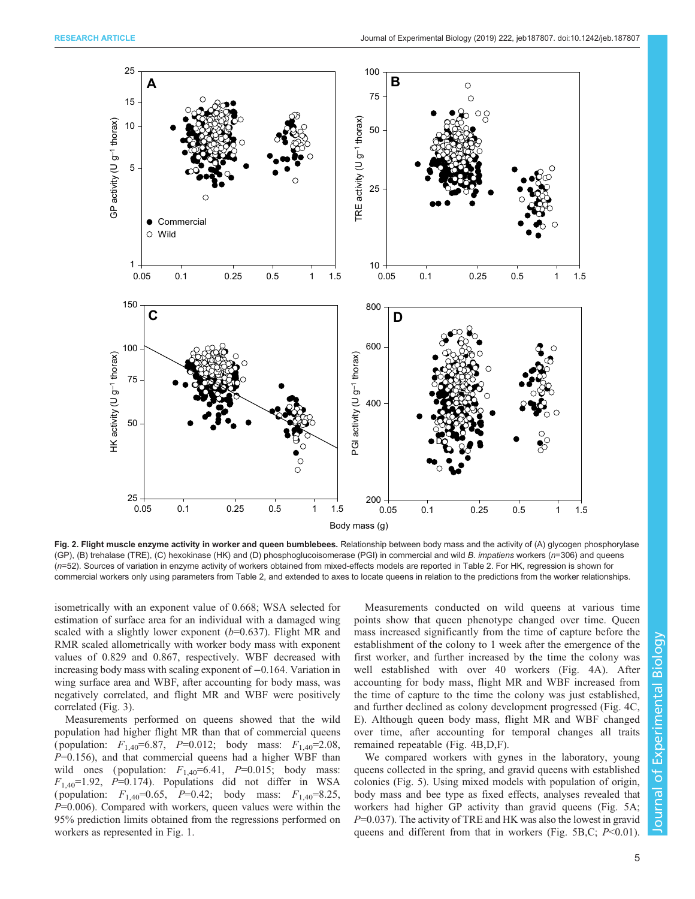**Fig. 2. Flight muscle enzyme activity in worker and queen bumblebees.** Relationship between body mass and the activity of (A) glycogen phosphorylase (GP), (B) trehalase (TRE), (C) hexokinase (HK) and (D) phosphoglucoisomerase (PGI) in commercial and wild *B. impatiens* workers ($n$=306) and queens ($n$=52). Sources of variation in enzyme activity of workers obtained from mixed-effects models are reported in Table 2. For HK, regression is shown for commercial workers only using parameters from Table 2, and extended to axes to locate queens in relation to the predictions from the worker relationships.

isometrically with an exponent value of 0.668; WSA selected for estimation of surface area for an individual with a damaged wing scaled with a slightly lower exponent ($b$=0.637). Flight MR and RMR scaled allometrically with worker body mass with exponent values of 0.829 and 0.867, respectively. WBF decreased with increasing body mass with scaling exponent of −0.164. Variation in wing surface area and WBF, after accounting for body mass, was negatively correlated, and flight MR and WBF were positively correlated (Fig. 3).

Measurements performed on queens showed that the wild population had higher flight MR than that of commercial queens (population: $F_{1,40}$=6.87, $P$=0.012; body mass: $F_{1,40}$=2.08, $P$=0.156), and that commercial queens had a higher WBF than wild ones (population: $F_{1,40}$=6.41, $P$=0.015; body mass: $F_{1,40}$=1.92, $P$=0.174). Populations did not differ in WSA (population: $F_{1,40}$=0.65, $P$=0.42; body mass: $F_{1,40}$=8.25, $P$=0.006). Compared with workers, queen values were within the 95% prediction limits obtained from the regressions performed on workers as represented in Fig. 1.

Measurements conducted on wild queens at various time points show that queen phenotype changed over time. Queen mass increased significantly from the time of capture before the establishment of the colony to 1 week after the emergence of the first worker, and further increased by the time the colony was well established with over 40 workers (Fig. 4A). After accounting for body mass, flight MR and WBF increased from the time of capture to the time the colony was just established, and further declined as colony development progressed (Fig. 4C, E). Although queen body mass, flight MR and WBF changed over time, after accounting for temporal changes all traits remained repeatable (Fig. 4B,D,F).

We compared workers with gynes in the laboratory, young queens collected in the spring, and gravid queens with established colonies (Fig. 5). Using mixed models with population of origin, body mass and bee type as fixed effects, analyses revealed that workers had higher GP activity than gravid queens (Fig. 5A; $P$=0.037). The activity of TRE and HK was also the lowest in gravid queens and different from that in workers (Fig. 5B,C; $P$<0.01).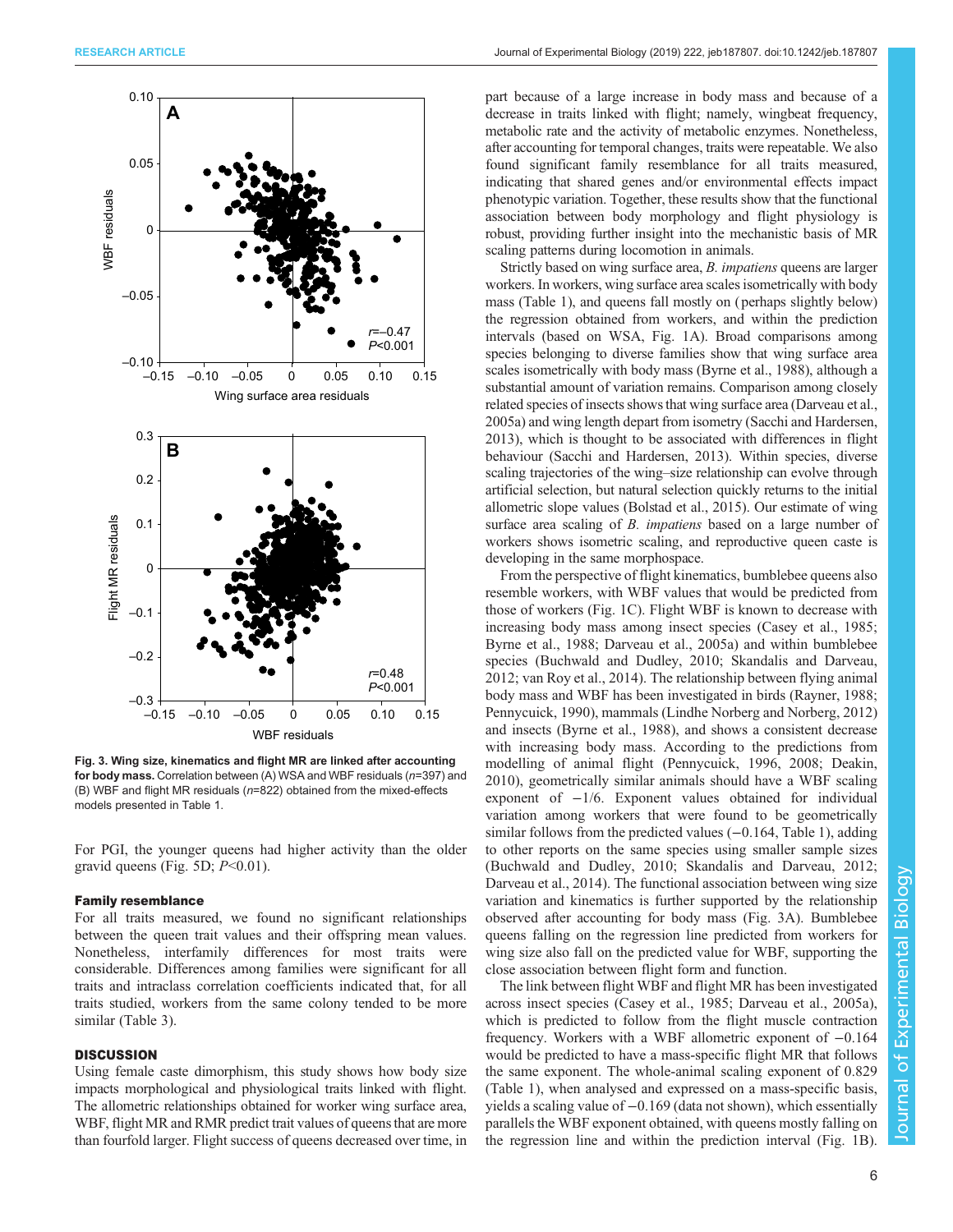Fig. 3. Wing size, kinematics and flight MR are linked after accounting for body mass. Correlation between (A) WSA and WBF residuals ($n$=397) and (B) WBF and flight MR residuals ($n$=822) obtained from the mixed-effects models presented in Table 1.

For PGI, the younger queens had higher activity than the older gravid queens (Fig. 5D; $P$<0.01).

### Family resemblance

For all traits measured, we found no significant relationships between the queen trait values and their offspring mean values. Nonetheless, interfamily differences for most traits were considerable. Differences among families were significant for all traits and intraclass correlation coefficients indicated that, for all traits studied, workers from the same colony tended to be more similar (Table 3).

## DISCUSSION

Using female caste dimorphism, this study shows how body size impacts morphological and physiological traits linked with flight. The allometric relationships obtained for worker wing surface area, WBF, flight MR and RMR predict trait values of queens that are more than fourfold larger. Flight success of queens decreased over time, in part because of a large increase in body mass and because of a decrease in traits linked with flight; namely, wingbeat frequency, metabolic rate and the activity of metabolic enzymes. Nonetheless, after accounting for temporal changes, traits were repeatable. We also found significant family resemblance for all traits measured, indicating that shared genes and/or environmental effects impact phenotypic variation. Together, these results show that the functional association between body morphology and flight physiology is robust, providing further insight into the mechanistic basis of MR scaling patterns during locomotion in animals.

Strictly based on wing surface area, *B. impatiens* queens are larger workers. In workers, wing surface area scales isometrically with body mass (Table 1), and queens fall mostly on (perhaps slightly below) the regression obtained from workers, and within the prediction intervals (based on WSA, Fig. 1A). Broad comparisons among species belonging to diverse families show that wing surface area scales isometrically with body mass (Byrne et al., 1988), although a substantial amount of variation remains. Comparison among closely related species of insects shows that wing surface area (Darveau et al., 2005a) and wing length depart from isometry (Sacchi and Hardersen, 2013), which is thought to be associated with differences in flight behaviour (Sacchi and Hardersen, 2013). Within species, diverse scaling trajectories of the wing–size relationship can evolve through artificial selection, but natural selection quickly returns to the initial allometric slope values (Bolstad et al., 2015). Our estimate of wing surface area scaling of *B. impatiens* based on a large number of workers shows isometric scaling, and reproductive queen caste is developing in the same morphospace.

From the perspective of flight kinematics, bumblebee queens also resemble workers, with WBF values that would be predicted from those of workers (Fig. 1C). Flight WBF is known to decrease with increasing body mass among insect species (Casey et al., 1985; Byrne et al., 1988; Darveau et al., 2005a) and within bumblebee species (Buchwald and Dudley, 2010; Skandalis and Darveau, 2012; van Roy et al., 2014). The relationship between flying animal body mass and WBF has been investigated in birds (Rayner, 1988; Pennycuick, 1990), mammals (Lindhe Norberg and Norberg, 2012) and insects (Byrne et al., 1988), and shows a consistent decrease with increasing body mass. According to the predictions from modelling of animal flight (Pennycuick, 1996, 2008; Deakin, 2010), geometrically similar animals should have a WBF scaling exponent of −1/6. Exponent values obtained for individual variation among workers that were found to be geometrically similar follows from the predicted values (−0.164, Table 1), adding to other reports on the same species using smaller sample sizes (Buchwald and Dudley, 2010; Skandalis and Darveau, 2012; Darveau et al., 2014). The functional association between wing size variation and kinematics is further supported by the relationship observed after accounting for body mass (Fig. 3A). Bumblebee queens falling on the regression line predicted from workers for wing size also fall on the predicted value for WBF, supporting the close association between flight form and function.

The link between flight WBF and flight MR has been investigated across insect species (Casey et al., 1985; Darveau et al., 2005a), which is predicted to follow from the flight muscle contraction frequency. Workers with a WBF allometric exponent of −0.164 would be predicted to have a mass-specific flight MR that follows the same exponent. The whole-animal scaling exponent of 0.829 (Table 1), when analysed and expressed on a mass-specific basis, yields a scaling value of −0.169 (data not shown), which essentially parallels the WBF exponent obtained, with queens mostly falling on the regression line and within the prediction interval (Fig. 1B).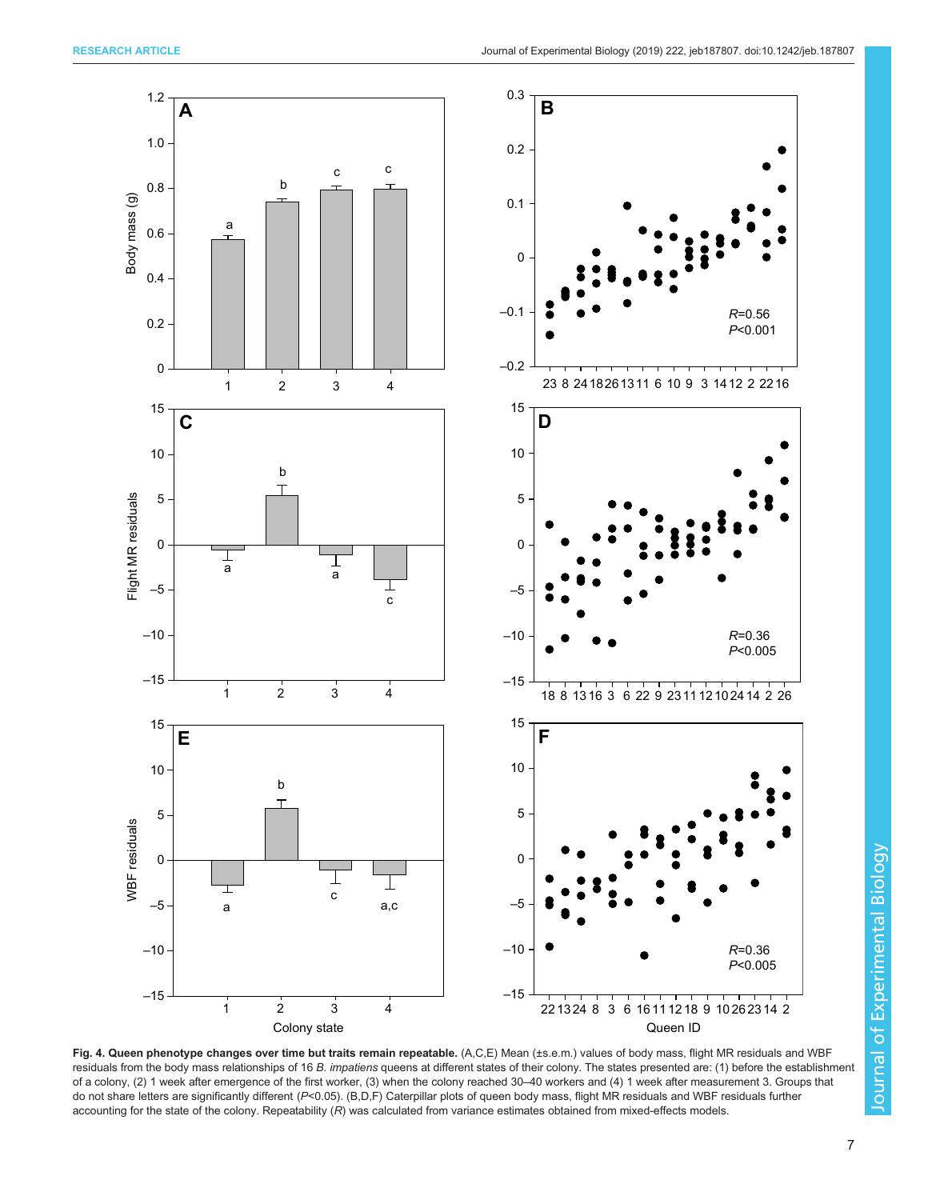**Fig. 4. Queen phenotype changes over time but traits remain repeatable.** (A,C,E) Mean (±s.e.m.) values of body mass, flight MR residuals and WBF residuals from the body mass relationships of 16 *B. impatiens* queens at different states of their colony. The states presented are: (1) before the establishment of a colony, (2) 1 week after emergence of the first worker, (3) when the colony reached 30–40 workers and (4) 1 week after measurement 3. Groups that do not share letters are significantly different ($P$<0.05). (B,D,F) Caterpillar plots of queen body mass, flight MR residuals and WBF residuals further accounting for the state of the colony. Repeatability ($R$) was calculated from variance estimates obtained from mixed-effects models.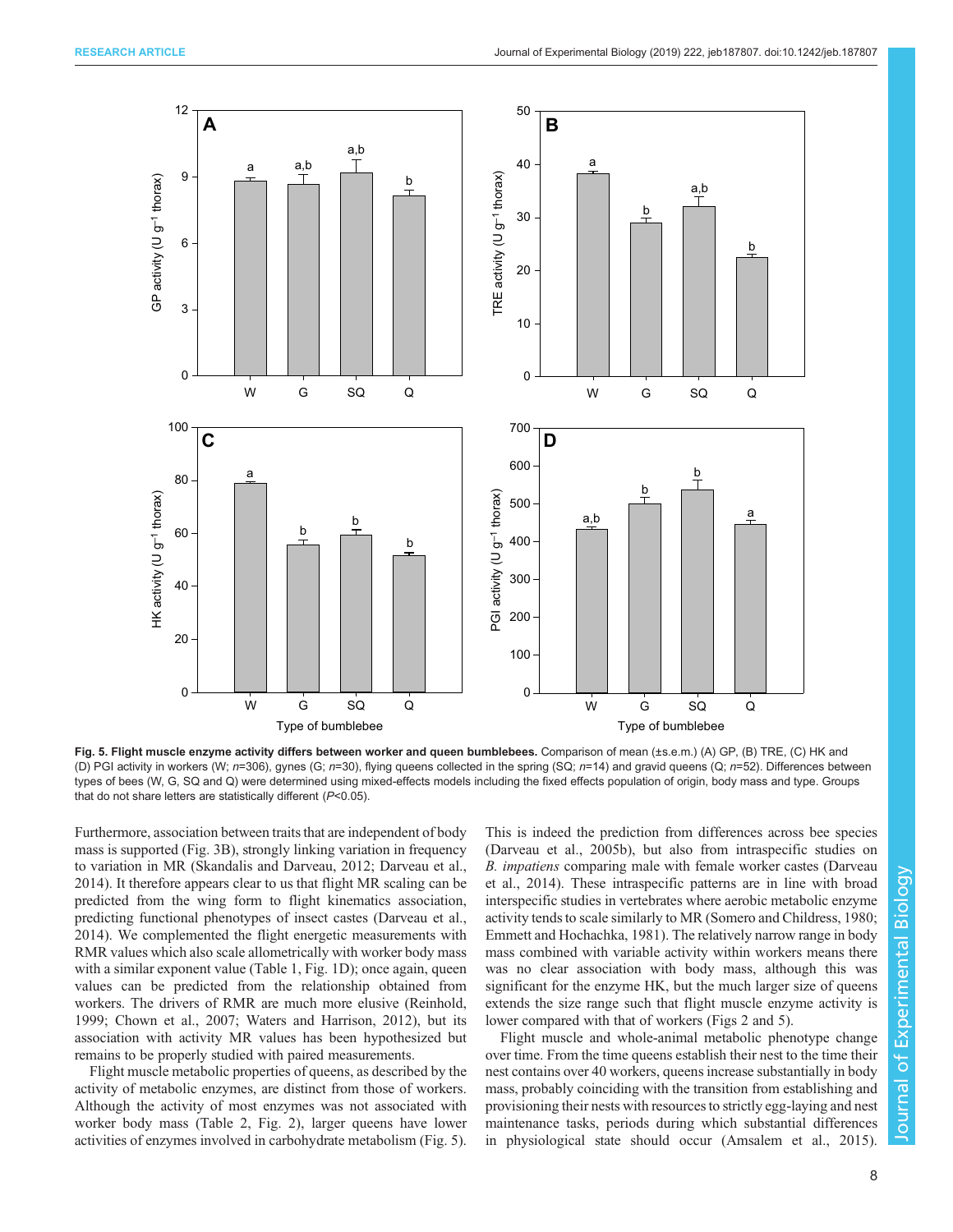**Fig. 5. Flight muscle enzyme activity differs between worker and queen bumblebees.** Comparison of mean (±s.e.m.) (A) GP, (B) TRE, (C) HK and (D) PGI activity in workers (W; $n$=306), gynes (G; $n$=30), flying queens collected in the spring (SQ; $n$=14) and gravid queens (Q; $n$=52). Differences between types of bees (W, G, SQ and Q) were determined using mixed-effects models including the fixed effects population of origin, body mass and type. Groups that do not share letters are statistically different ($P$<0.05).

Furthermore, association between traits that are independent of body mass is supported (Fig. 3B), strongly linking variation in frequency to variation in MR (Skandalis and Darveau, 2012; Darveau et al., 2014). It therefore appears clear to us that flight MR scaling can be predicted from the wing form to flight kinematics association, predicting functional phenotypes of insect castes (Darveau et al., 2014). We complemented the flight energetic measurements with RMR values which also scale allometrically with worker body mass with a similar exponent value (Table 1, Fig. 1D); once again, queen values can be predicted from the relationship obtained from workers. The drivers of RMR are much more elusive (Reinhold, 1999; Chown et al., 2007; Waters and Harrison, 2012), but its association with activity MR values has been hypothesized but remains to be properly studied with paired measurements.

Flight muscle metabolic properties of queens, as described by the activity of metabolic enzymes, are distinct from those of workers. Although the activity of most enzymes was not associated with worker body mass (Table 2, Fig. 2), larger queens have lower activities of enzymes involved in carbohydrate metabolism (Fig. 5). This is indeed the prediction from differences across bee species (Darveau et al., 2005b), but also from intraspecific studies on *B. impatiens* comparing male with female worker castes (Darveau et al., 2014). These intraspecific patterns are in line with broad interspecific studies in vertebrates where aerobic metabolic enzyme activity tends to scale similarly to MR (Somero and Childress, 1980; Emmett and Hochachka, 1981). The relatively narrow range in body mass combined with variable activity within workers means there was no clear association with body mass, although this was significant for the enzyme HK, but the much larger size of queens extends the size range such that flight muscle enzyme activity is lower compared with that of workers (Figs 2 and 5).

Flight muscle and whole-animal metabolic phenotype change over time. From the time queens establish their nest to the time their nest contains over 40 workers, queens increase substantially in body mass, probably coinciding with the transition from establishing and provisioning their nests with resources to strictly egg-laying and nest maintenance tasks, periods during which substantial differences in physiological state should occur (Amsalem et al., 2015).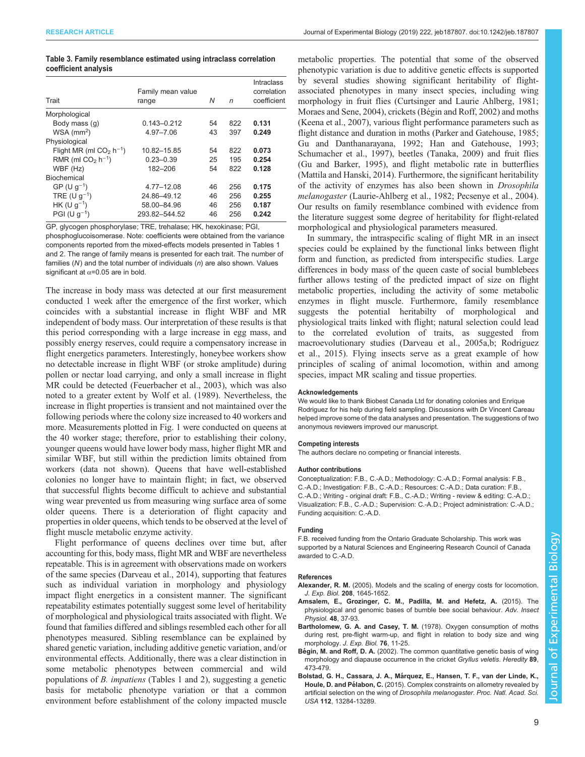**Table 3. Family resemblance estimated using intraclass correlation coefficient analysis**

| Trait | Family mean value range | $N$ | $n$ | Intraclass correlation coefficient |
|---|---|---|---|---|
| Morphological | | | | |
| Body mass (g) | 0.143–0.212 | 54 | 822 | **0.131** |
| WSA (mm$^2$) | 4.97–7.06 | 43 | 397 | **0.249** |
| Physiological | | | | |
| Flight MR (ml $CO_2$ h$^{-1}$) | 10.82–15.85 | 54 | 822 | **0.073** |
| RMR (ml $CO_2$ h$^{-1}$) | 0.23–0.39 | 25 | 195 | **0.254** |
| WBF (Hz) | 182–206 | 54 | 822 | **0.128** |
| Biochemical | | | | |
| GP (U g$^{-1}$) | 4.77–12.08 | 46 | 256 | **0.175** |
| TRE (U g$^{-1}$) | 24.86–49.12 | 46 | 256 | **0.255** |
| HK (U g$^{-1}$) | 58.00–84.96 | 46 | 256 | **0.187** |
| PGI (U g$^{-1}$) | 293.82–544.52 | 46 | 256 | **0.242** |

GP, glycogen phosphorylase; TRE, trehalase; HK, hexokinase; PGI, phosphoglucoisomerase. Note: coefficients were obtained from the variance components reported from the mixed-effects models presented in Tables 1 and 2. The range of family means is presented for each trait. The number of families ($N$) and the total number of individuals ($n$) are also shown. Values significant at $\alpha$=0.05 are in bold.

The increase in body mass was detected at our first measurement conducted 1 week after the emergence of the first worker, which coincides with a substantial increase in flight WBF and MR independent of body mass. Our interpretation of these results is that this period corresponding with a large increase in egg mass, and possibly energy reserves, could require a compensatory increase in flight energetics parameters. Interestingly, honeybee workers show no detectable increase in flight WBF (or stroke amplitude) during pollen or nectar load carrying, and only a small increase in flight MR could be detected (Feuerbacher et al., 2003), which was also noted to a greater extent by Wolf et al. (1989). Nevertheless, the increase in flight properties is transient and not maintained over the following periods where the colony size increased to 40 workers and more. Measurements plotted in Fig. 1 were conducted on queens at the 40 worker stage; therefore, prior to establishing their colony, younger queens would have lower body mass, higher flight MR and similar WBF, but still within the prediction limits obtained from workers (data not shown). Queens that have well-established colonies no longer have to maintain flight; in fact, we observed that successful flights become difficult to achieve and substantial wing wear prevented us from measuring wing surface area of some older queens. There is a deterioration of flight capacity and properties in older queens, which tends to be observed at the level of flight muscle metabolic enzyme activity.

Flight performance of queens declines over time but, after accounting for this, body mass, flight MR and WBF are nevertheless repeatable. This is in agreement with observations made on workers of the same species (Darveau et al., 2014), supporting that features such as individual variation in morphology and physiology impact flight energetics in a consistent manner. The significant repeatability estimates potentially suggest some level of heritability of morphological and physiological traits associated with flight. We found that families differed and siblings resembled each other for all phenotypes measured. Sibling resemblance can be explained by shared genetic variation, including additive genetic variation, and/or environmental effects. Additionally, there was a clear distinction in some metabolic phenotypes between commercial and wild populations of *B. impatiens* (Tables 1 and 2), suggesting a genetic basis for metabolic phenotype variation or that a common environment before establishment of the colony impacted muscle metabolic properties. The potential that some of the observed phenotypic variation is due to additive genetic effects is supported by several studies showing significant heritability of flight-associated phenotypes in many insect species, including wing morphology in fruit flies (Curtsinger and Laurie Ahlberg, 1981; Moraes and Sene, 2004), crickets (Bégin and Roff, 2002) and moths (Keena et al., 2007), various flight performance parameters such as flight distance and duration in moths (Parker and Gatehouse, 1985; Gu and Danthanarayana, 1992; Han and Gatehouse, 1993; Schumacher et al., 1997), beetles (Tanaka, 2009) and fruit flies (Gu and Barker, 1995), and flight metabolic rate in butterflies (Mattila and Hanski, 2014). Furthermore, the significant heritability of the activity of enzymes has also been shown in *Drosophila melanogaster* (Laurie-Ahlberg et al., 1982; Pecsenye et al., 2004). Our results on family resemblance combined with evidence from the literature suggest some degree of heritability for flight-related morphological and physiological parameters measured.

In summary, the intraspecific scaling of flight MR in an insect species could be explained by the functional links between flight form and function, as predicted from interspecific studies. Large differences in body mass of the queen caste of social bumblebees further allows testing of the predicted impact of size on flight metabolic properties, including the activity of some metabolic enzymes in flight muscle. Furthermore, family resemblance suggests the potential heritabilty of morphological and physiological traits linked with flight; natural selection could lead to the correlated evolution of traits, as suggested from macroevolutionary studies (Darveau et al., 2005a,b; Rodriguez et al., 2015). Flying insects serve as a great example of how principles of scaling of animal locomotion, within and among species, impact MR scaling and tissue properties.

#### Acknowledgements

We would like to thank Biobest Canada Ltd for donating colonies and Enrique Rodriguez for his help during field sampling. Discussions with Dr Vincent Careau helped improve some of the data analyses and presentation. The suggestions of two anonymous reviewers improved our manuscript.

#### Competing interests

The authors declare no competing or financial interests.

#### Author contributions

Conceptualization: F.B., C.-A.D.; Methodology: C.-A.D.; Formal analysis: F.B., C.-A.D.; Investigation: F.B., C.-A.D.; Resources: C.-A.D.; Data curation: F.B., C.-A.D.; Writing - original draft: F.B., C.-A.D.; Writing - review & editing: C.-A.D.; Visualization: F.B., C.-A.D.; Supervision: C.-A.D.; Project administration: C.-A.D.; Funding acquisition: C.-A.D.

#### Funding

F.B. received funding from the Ontario Graduate Scholarship. This work was supported by a Natural Sciences and Engineering Research Council of Canada awarded to C.-A.D.

#### References

**Alexander, R. M.** (2005). Models and the scaling of energy costs for locomotion. *J. Exp. Biol.* **208**, 1645-1652.

**Amsalem, E., Grozinger, C. M., Padilla, M. and Hefetz, A.** (2015). The physiological and genomic bases of bumble bee social behaviour. *Adv. Insect Physiol.* **48**, 37-93.

**Bartholomew, G. A. and Casey, T. M.** (1978). Oxygen consumption of moths during rest, pre-flight warm-up, and flight in relation to body size and wing morphology. *J. Exp. Biol.* **76**, 11-25.

**Bégin, M. and Roff, D. A.** (2002). The common quantitative genetic basis of wing morphology and diapause occurrence in the cricket *Gryllus veletis*. *Heredity* **89**, 473-479.

**Bolstad, G. H., Cassara, J. A., Márquez, E., Hansen, T. F., van der Linde, K., Houle, D. and Pélabon, C.** (2015). Complex constraints on allometry revealed by artificial selection on the wing of *Drosophila melanogaster*. *Proc. Natl. Acad. Sci. USA* **112**, 13284-13289.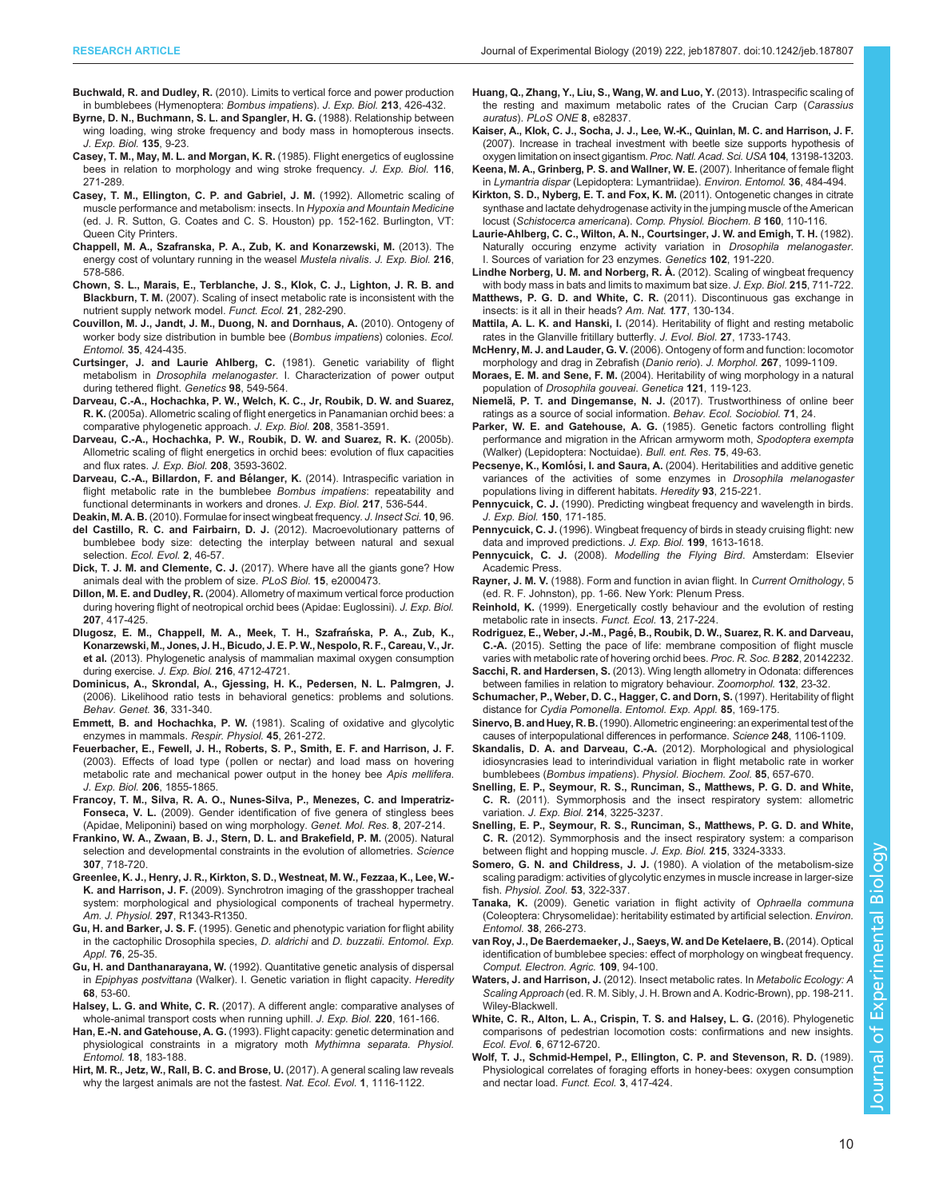**Buchwald, R. and Dudley, R.** (2010). Limits to vertical force and power production in bumblebees (Hymenoptera: *Bombus impatiens*). *J. Exp. Biol.* **213**, 426-432.

**Byrne, D. N., Buchmann, S. L. and Spangler, H. G.** (1988). Relationship between wing loading, wing stroke frequency and body mass in homopterous insects. *J. Exp. Biol.* **135**, 9-23.

**Casey, T. M., May, M. L. and Morgan, K. R.** (1985). Flight energetics of euglossine bees in relation to morphology and wing stroke frequency. *J. Exp. Biol.* **116**, 271-289.

**Casey, T. M., Ellington, C. P. and Gabriel, J. M.** (1992). Allometric scaling of muscle performance and metabolism: insects. In *Hypoxia and Mountain Medicine* (ed. J. R. Sutton, G. Coates and C. S. Houston) pp. 152-162. Burlington, VT: Queen City Printers.

**Chappell, M. A., Szafranska, P. A., Zub, K. and Konarzewski, M.** (2013). The energy cost of voluntary running in the weasel *Mustela nivalis*. *J. Exp. Biol.* **216**, 578-586.

**Chown, S. L., Marais, E., Terblanche, J. S., Klok, C. J., Lighton, J. R. B. and Blackburn, T. M.** (2007). Scaling of insect metabolic rate is inconsistent with the nutrient supply network model. *Funct. Ecol.* **21**, 282-290.

**Couvillon, M. J., Jandt, J. M., Duong, N. and Dornhaus, A.** (2010). Ontogeny of worker body size distribution in bumble bee (*Bombus impatiens*) colonies. *Ecol. Entomol.* **35**, 424-435.

**Curtsinger, J. and Laurie Ahlberg, C.** (1981). Genetic variability of flight metabolism in *Drosophila melanogaster*. I. Characterization of power output during tethered flight. *Genetics* **98**, 549-564.

**Darveau, C.-A., Hochachka, P. W., Welch, K. C., Jr, Roubik, D. W. and Suarez, R. K.** (2005a). Allometric scaling of flight energetics in Panamanian orchid bees: a comparative phylogenetic approach. *J. Exp. Biol.* **208**, 3581-3591.

**Darveau, C.-A., Hochachka, P. W., Roubik, D. W. and Suarez, R. K.** (2005b). Allometric scaling of flight energetics in orchid bees: evolution of flux capacities and flux rates. *J. Exp. Biol.* **208**, 3593-3602.

**Darveau, C.-A., Billardon, F. and Bélanger, K.** (2014). Intraspecific variation in flight metabolic rate in the bumblebee *Bombus impatiens*: repeatability and functional determinants in workers and drones. *J. Exp. Biol.* **217**, 536-544.

**Deakin, M. A. B.** (2010). Formulae for insect wingbeat frequency. *J. Insect Sci.* **10**, 96.

**del Castillo, R. C. and Fairbairn, D. J.** (2012). Macroevolutionary patterns of bumblebee body size: detecting the interplay between natural and sexual selection. *Ecol. Evol.* **2**, 46-57.

**Dick, T. J. M. and Clemente, C. J.** (2017). Where have all the giants gone? How animals deal with the problem of size. *PLoS Biol.* **15**, e2000473.

**Dillon, M. E. and Dudley, R.** (2004). Allometry of maximum vertical force production during hovering flight of neotropical orchid bees (Apidae: Euglossini). *J. Exp. Biol.* **207**, 417-425.

**Dlugosz, E. M., Chappell, M. A., Meek, T. H., Szafrańska, P. A., Zub, K., Konarzewski, M., Jones, J. H., Bicudo, J. E. P. W., Nespolo, R. F., Careau, V., Jr. et al.** (2013). Phylogenetic analysis of mammalian maximal oxygen consumption during exercise. *J. Exp. Biol.* **216**, 4712-4721.

**Dominicus, A., Skrondal, A., Gjessing, H. K., Pedersen, N. L. Palmgren, J.** (2006). Likelihood ratio tests in behavioral genetics: problems and solutions. *Behav. Genet.* **36**, 331-340.

**Emmett, B. and Hochachka, P. W.** (1981). Scaling of oxidative and glycolytic enzymes in mammals. *Respir. Physiol.* **45**, 261-272.

**Feuerbacher, E., Fewell, J. H., Roberts, S. P., Smith, E. F. and Harrison, J. F.** (2003). Effects of load type (pollen or nectar) and load mass on hovering metabolic rate and mechanical power output in the honey bee *Apis mellifera*. *J. Exp. Biol.* **206**, 1855-1865.

**Francoy, T. M., Silva, R. A. O., Nunes-Silva, P., Menezes, C. and Imperatriz-Fonseca, V. L.** (2009). Gender identification of five genera of stingless bees (Apidae, Meliponini) based on wing morphology. *Genet. Mol. Res.* **8**, 207-214.

**Frankino, W. A., Zwaan, B. J., Stern, D. L. and Brakefield, P. M.** (2005). Natural selection and developmental constraints in the evolution of allometries. *Science* **307**, 718-720.

**Greenlee, K. J., Henry, J. R., Kirkton, S. D., Westneat, M. W., Fezzaa, K., Lee, W.-K. and Harrison, J. F.** (2009). Synchrotron imaging of the grasshopper tracheal system: morphological and physiological components of tracheal hypermetry. *Am. J. Physiol.* **297**, R1343-R1350.

**Gu, H. and Barker, J. S. F.** (1995). Genetic and phenotypic variation for flight ability in the cactophilic Drosophila species, *D. aldrichi* and *D. buzzatii*. *Entomol. Exp. Appl.* **76**, 25-35.

**Gu, H. and Danthanarayana, W.** (1992). Quantitative genetic analysis of dispersal in *Epiphyas postvittana* (Walker). I. Genetic variation in flight capacity. *Heredity* **68**, 53-60.

**Halsey, L. G. and White, C. R.** (2017). A different angle: comparative analyses of whole-animal transport costs when running uphill. *J. Exp. Biol.* **220**, 161-166.

**Han, E.-N. and Gatehouse, A. G.** (1993). Flight capacity: genetic determination and physiological constraints in a migratory moth *Mythimna separata*. *Physiol. Entomol.* **18**, 183-188.

**Hirt, M. R., Jetz, W., Rall, B. C. and Brose, U.** (2017). A general scaling law reveals why the largest animals are not the fastest. *Nat. Ecol. Evol.* **1**, 1116-1122.

**Huang, Q., Zhang, Y., Liu, S., Wang, W. and Luo, Y.** (2013). Intraspecific scaling of the resting and maximum metabolic rates of the Crucian Carp (*Carassius auratus*). *PLoS ONE* **8**, e82837.

**Kaiser, A., Klok, C. J., Socha, J. J., Lee, W.-K., Quinlan, M. C. and Harrison, J. F.** (2007). Increase in tracheal investment with beetle size supports hypothesis of oxygen limitation on insect gigantism. *Proc. Natl. Acad. Sci. USA* **104**, 13198-13203.

**Keena, M. A., Grinberg, P. S. and Wallner, W. E.** (2007). Inheritance of female flight in *Lymantria dispar* (Lepidoptera: Lymantriidae). *Environ. Entomol.* **36**, 484-494.

**Kirkton, S. D., Nyberg, E. T. and Fox, K. M.** (2011). Ontogenetic changes in citrate synthase and lactate dehydrogenase activity in the jumping muscle of the American locust (*Schistocerca americana*). *Comp. Physiol. Biochem. B* **160**, 110-116.

**Laurie-Ahlberg, C. C., Wilton, A. N., Courtsinger, J. W. and Emigh, T. H.** (1982). Naturally occuring enzyme activity variation in *Drosophila melanogaster*. I. Sources of variation for 23 enzymes. *Genetics* **102**, 191-220.

**Lindhe Norberg, U. M. and Norberg, R. Å.** (2012). Scaling of wingbeat frequency with body mass in bats and limits to maximum bat size. *J. Exp. Biol.* **215**, 711-722.

**Matthews, P. G. D. and White, C. R.** (2011). Discontinuous gas exchange in insects: is it all in their heads? *Am. Nat.* **177**, 130-134.

**Mattila, A. L. K. and Hanski, I.** (2014). Heritability of flight and resting metabolic rates in the Glanville fritillary butterfly. *J. Evol. Biol.* **27**, 1733-1743.

**McHenry, M. J. and Lauder, G. V.** (2006). Ontogeny of form and function: locomotor morphology and drag in Zebrafish (*Danio rerio*). *J. Morphol.* **267**, 1099-1109.

**Moraes, E. M. and Sene, F. M.** (2004). Heritability of wing morphology in a natural population of *Drosophila gouveai*. *Genetica* **121**, 119-123.

**Niemelä, P. T. and Dingemanse, N. J.** (2017). Trustworthiness of online beer ratings as a source of social information. *Behav. Ecol. Sociobiol.* **71**, 24.

**Parker, W. E. and Gatehouse, A. G.** (1985). Genetic factors controlling flight performance and migration in the African armyworm moth, *Spodoptera exempta* (Walker) (Lepidoptera: Noctuidae). *Bull. ent. Res.* **75**, 49-63.

**Pecsenye, K., Komlósi, I. and Saura, A.** (2004). Heritabilities and additive genetic variances of the activities of some enzymes in *Drosophila melanogaster* populations living in different habitats. *Heredity* **93**, 215-221.

**Pennycuick, C. J.** (1990). Predicting wingbeat frequency and wavelength in birds. *J. Exp. Biol.* **150**, 171-185.

**Pennycuick, C. J.** (1996). Wingbeat frequency of birds in steady cruising flight: new data and improved predictions. *J. Exp. Biol.* **199**, 1613-1618.

**Pennycuick, C. J.** (2008). *Modelling the Flying Bird*. Amsterdam: Elsevier Academic Press.

**Rayner, J. M. V.** (1988). Form and function in avian flight. In *Current Ornithology*, 5 (ed. R. F. Johnston), pp. 1-66. New York: Plenum Press.

**Reinhold, K.** (1999). Energetically costly behaviour and the evolution of resting metabolic rate in insects. *Funct. Ecol.* **13**, 217-224.

**Rodriguez, E., Weber, J.-M., Pagé, B., Roubik, D. W., Suarez, R. K. and Darveau, C.-A.** (2015). Setting the pace of life: membrane composition of flight muscle varies with metabolic rate of hovering orchid bees. *Proc. R. Soc. B* **282**, 20142232.

**Sacchi, R. and Hardersen, S.** (2013). Wing length allometry in Odonata: differences between families in relation to migratory behaviour. *Zoomorphol.* **132**, 23-32.

**Schumacher, P., Weber, D. C., Hagger, C. and Dorn, S.** (1997). Heritability of flight distance for *Cydia Pomonella*. *Entomol. Exp. Appl.* **85**, 169-175.

**Sinervo, B. and Huey, R. B.** (1990). Allometric engineering: an experimental test of the causes of interpopulational differences in performance. *Science* **248**, 1106-1109.

**Skandalis, D. A. and Darveau, C.-A.** (2012). Morphological and physiological idiosyncrasies lead to interindividual variation in flight metabolic rate in worker bumblebees (*Bombus impatiens*). *Physiol. Biochem. Zool.* **85**, 657-670.

**Snelling, E. P., Seymour, R. S., Runciman, S., Matthews, P. G. D. and White, C. R.** (2011). Symmorphosis and the insect respiratory system: allometric variation. *J. Exp. Biol.* **214**, 3225-3237.

**Snelling, E. P., Seymour, R. S., Runciman, S., Matthews, P. G. D. and White, C. R.** (2012). Symmorphosis and the insect respiratory system: a comparison between flight and hopping muscle. *J. Exp. Biol.* **215**, 3324-3333.

**Somero, G. N. and Childress, J. J.** (1980). A violation of the metabolism-size scaling paradigm: activities of glycolytic enzymes in muscle increase in larger-size fish. *Physiol. Zool.* **53**, 322-337.

**Tanaka, K.** (2009). Genetic variation in flight activity of *Ophraella communa* (Coleoptera: Chrysomelidae): heritability estimated by artificial selection. *Environ. Entomol.* **38**, 266-273.

**van Roy, J., De Baerdemaeker, J., Saeys, W. and De Ketelaere, B.** (2014). Optical identification of bumblebee species: effect of morphology on wingbeat frequency. *Comput. Electron. Agric.* **109**, 94-100.

**Waters, J. and Harrison, J.** (2012). Insect metabolic rates. In *Metabolic Ecology: A Scaling Approach* (ed. R. M. Sibly, J. H. Brown and A. Kodric-Brown), pp. 198-211. Wiley-Blackwell.

**White, C. R., Alton, L. A., Crispin, T. S. and Halsey, L. G.** (2016). Phylogenetic comparisons of pedestrian locomotion costs: confirmations and new insights. *Ecol. Evol.* **6**, 6712-6720.

**Wolf, T. J., Schmid-Hempel, P., Ellington, C. P. and Stevenson, R. D.** (1989). Physiological correlates of foraging efforts in honey-bees: oxygen consumption and nectar load. *Funct. Ecol.* **3**, 417-424.